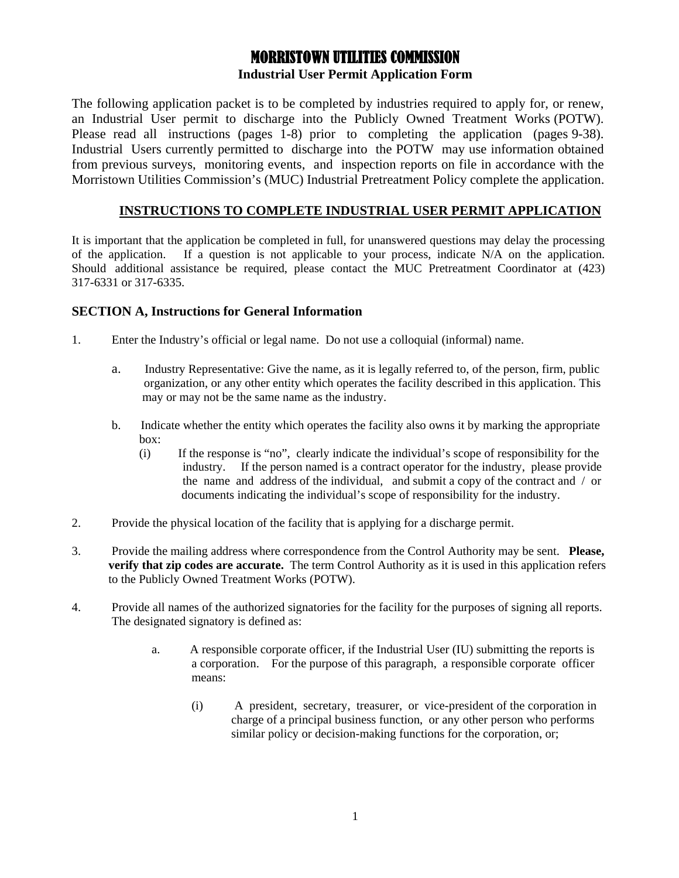# MORRISTOWN UTILITIES COMMISSION

## Industrial User Permit Application Form

The following application packet is to be completed by industries required to apply for, or renew, an Industrial User permit to discharge into the Publicly Owned Treatment Works (POTW). Please read all instructions (pages 1-8) prior to completing the application (pages 9-38). Industrial Users currently permitted to discharge into the POTW may use information obtained from previous surveys, monitoring events, and inspection reports on file in accordance with the Morristown Utilities Commission's (MUC) Industrial Pretreatment Policy complete the application.

## INSTRUCTIONS TO COMPLETE INDUSTRIAL USER PERMIT APPLICATION

It is important that the application be completed in full, for unanswered questions may delay the processing of the application. If a question is not applicable to your process, indicate N/A on the application. Should additional assistance be required, please contact the MUC Pretreatment Coordinator at (423) 317-6331 or 317-6335.

### SECTION A, Instructions for General Information

1. Enter the Industry's official or legal name. Do not use a colloquial (informal) name.

   a. Industry Representative: Give the name, as it is legally referred to, of the person, firm, public organization, or any other entity which operates the facility described in this application. This may or may not be the same name as the industry.

   b. Indicate whether the entity which operates the facility also owns it by marking the appropriate box:

      (i) If the response is "no", clearly indicate the individual's scope of responsibility for the industry. If the person named is a contract operator for the industry, please provide the name and address of the individual, and submit a copy of the contract and / or documents indicating the individual's scope of responsibility for the industry.

2. Provide the physical location of the facility that is applying for a discharge permit.

3. Provide the mailing address where correspondence from the Control Authority may be sent. **Please, verify that zip codes are accurate.** The term Control Authority as it is used in this application refers to the Publicly Owned Treatment Works (POTW).

4. Provide all names of the authorized signatories for the facility for the purposes of signing all reports. The designated signatory is defined as:

   a. A responsible corporate officer, if the Industrial User (IU) submitting the reports is a corporation. For the purpose of this paragraph, a responsible corporate officer means:

      (i) A president, secretary, treasurer, or vice-president of the corporation in charge of a principal business function, or any other person who performs similar policy or decision-making functions for the corporation, or;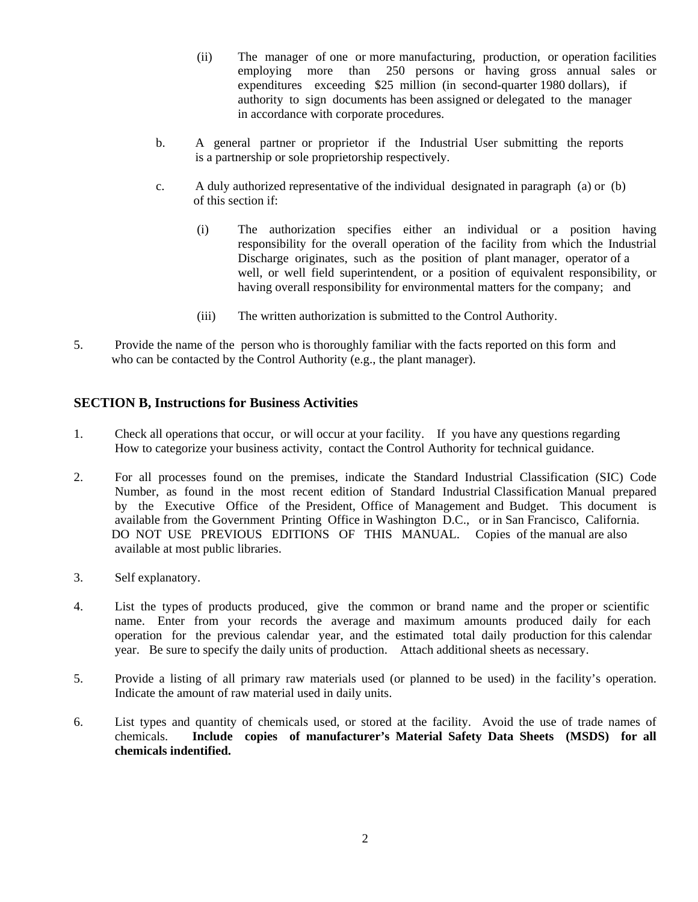(ii) The manager of one or more manufacturing, production, or operation facilities employing more than 250 persons or having gross annual sales or expenditures exceeding $25 million (in second-quarter 1980 dollars), if authority to sign documents has been assigned or delegated to the manager in accordance with corporate procedures.

b. A general partner or proprietor if the Industrial User submitting the reports is a partnership or sole proprietorship respectively.

c. A duly authorized representative of the individual designated in paragraph (a) or (b) of this section if:

(i) The authorization specifies either an individual or a position having responsibility for the overall operation of the facility from which the Industrial Discharge originates, such as the position of plant manager, operator of a well, or well field superintendent, or a position of equivalent responsibility, or having overall responsibility for environmental matters for the company; and

(iii) The written authorization is submitted to the Control Authority.

5. Provide the name of the person who is thoroughly familiar with the facts reported on this form and who can be contacted by the Control Authority (e.g., the plant manager).

## SECTION B, Instructions for Business Activities

1. Check all operations that occur, or will occur at your facility. If you have any questions regarding How to categorize your business activity, contact the Control Authority for technical guidance.

2. For all processes found on the premises, indicate the Standard Industrial Classification (SIC) Code Number, as found in the most recent edition of Standard Industrial Classification Manual prepared by the Executive Office of the President, Office of Management and Budget. This document is available from the Government Printing Office in Washington D.C., or in San Francisco, California. DO NOT USE PREVIOUS EDITIONS OF THIS MANUAL. Copies of the manual are also available at most public libraries.

3. Self explanatory.

4. List the types of products produced, give the common or brand name and the proper or scientific name. Enter from your records the average and maximum amounts produced daily for each operation for the previous calendar year, and the estimated total daily production for this calendar year. Be sure to specify the daily units of production. Attach additional sheets as necessary.

5. Provide a listing of all primary raw materials used (or planned to be used) in the facility's operation. Indicate the amount of raw material used in daily units.

6. List types and quantity of chemicals used, or stored at the facility. Avoid the use of trade names of chemicals. **Include copies of manufacturer's Material Safety Data Sheets (MSDS) for all chemicals indentified.**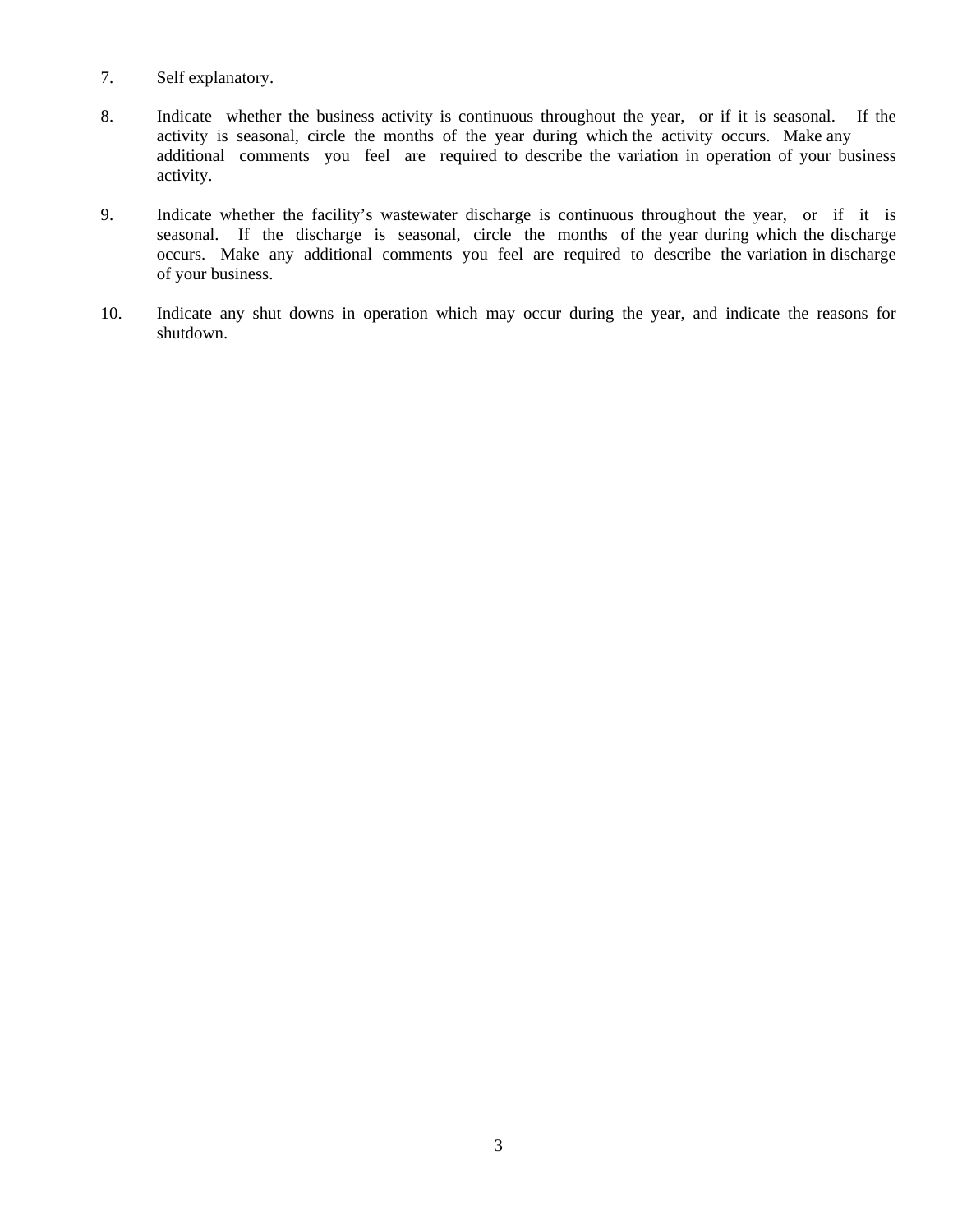7. Self explanatory.

8. Indicate whether the business activity is continuous throughout the year, or if it is seasonal. If the activity is seasonal, circle the months of the year during which the activity occurs. Make any additional comments you feel are required to describe the variation in operation of your business activity.

9. Indicate whether the facility's wastewater discharge is continuous throughout the year, or if it is seasonal. If the discharge is seasonal, circle the months of the year during which the discharge occurs. Make any additional comments you feel are required to describe the variation in discharge of your business.

10. Indicate any shut downs in operation which may occur during the year, and indicate the reasons for shutdown.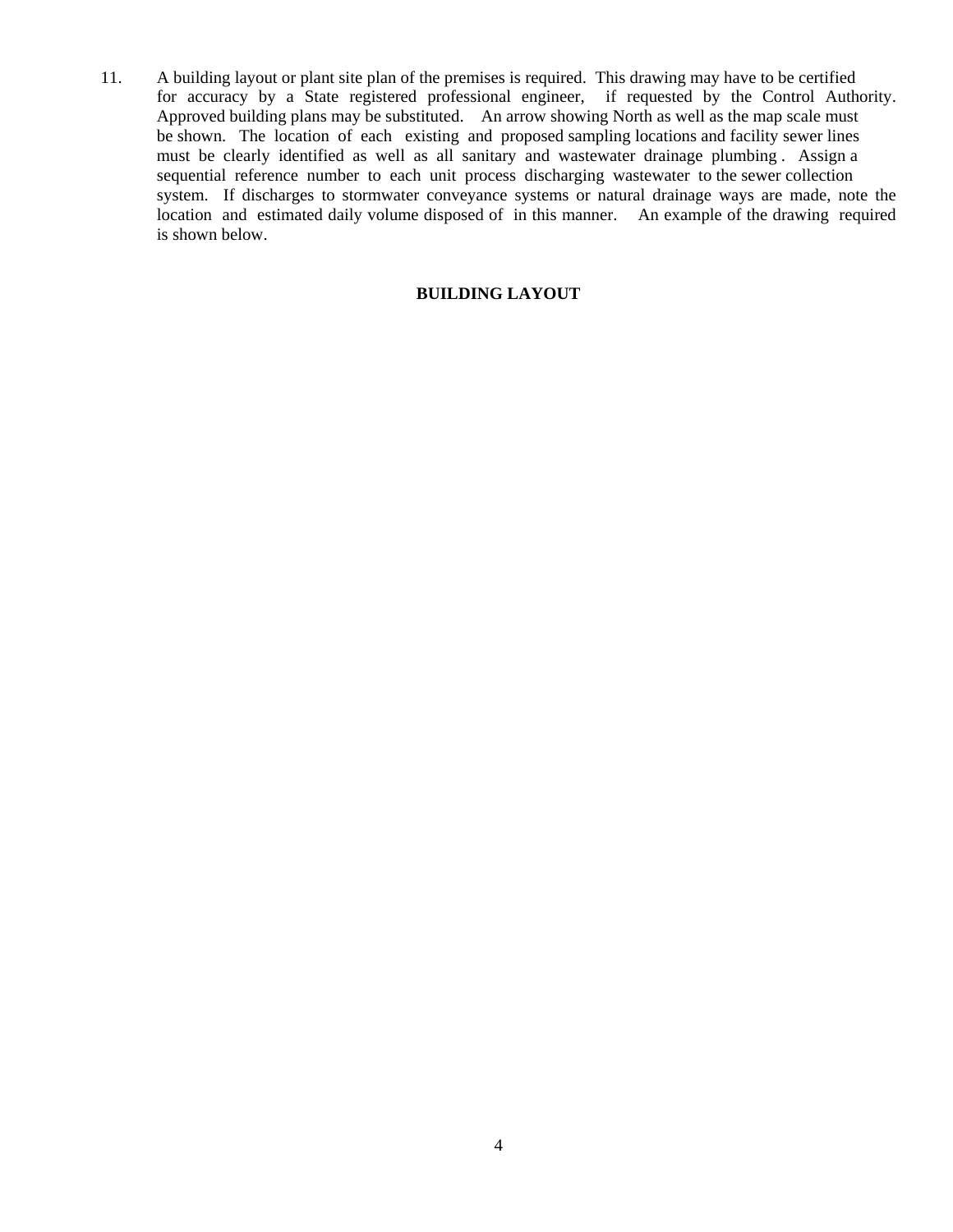11. A building layout or plant site plan of the premises is required. This drawing may have to be certified for accuracy by a State registered professional engineer, if requested by the Control Authority. Approved building plans may be substituted. An arrow showing North as well as the map scale must be shown. The location of each existing and proposed sampling locations and facility sewer lines must be clearly identified as well as all sanitary and wastewater drainage plumbing. Assign a sequential reference number to each unit process discharging wastewater to the sewer collection system. If discharges to stormwater conveyance systems or natural drainage ways are made, note the location and estimated daily volume disposed of in this manner. An example of the drawing required is shown below.

**BUILDING LAYOUT**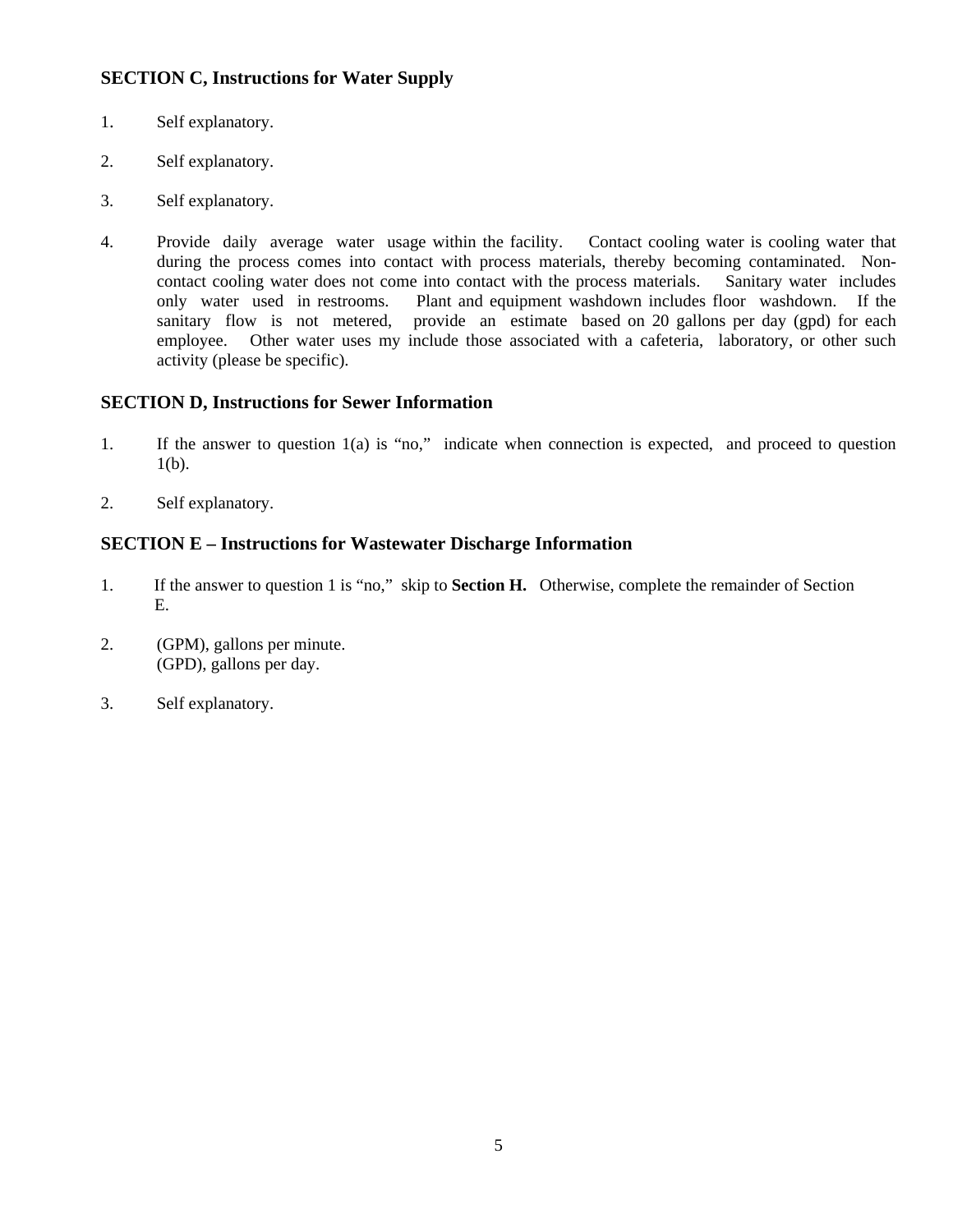## SECTION C, Instructions for Water Supply

1. Self explanatory.

2. Self explanatory.

3. Self explanatory.

4. Provide daily average water usage within the facility. Contact cooling water is cooling water that during the process comes into contact with process materials, thereby becoming contaminated. Non-contact cooling water does not come into contact with the process materials. Sanitary water includes only water used in restrooms. Plant and equipment washdown includes floor washdown. If the sanitary flow is not metered, provide an estimate based on 20 gallons per day (gpd) for each employee. Other water uses my include those associated with a cafeteria, laboratory, or other such activity (please be specific).

## SECTION D, Instructions for Sewer Information

1. If the answer to question 1(a) is "no," indicate when connection is expected, and proceed to question 1(b).

2. Self explanatory.

## SECTION E – Instructions for Wastewater Discharge Information

1. If the answer to question 1 is "no," skip to **Section H.** Otherwise, complete the remainder of Section E.

2. (GPM), gallons per minute.
   (GPD), gallons per day.

3. Self explanatory.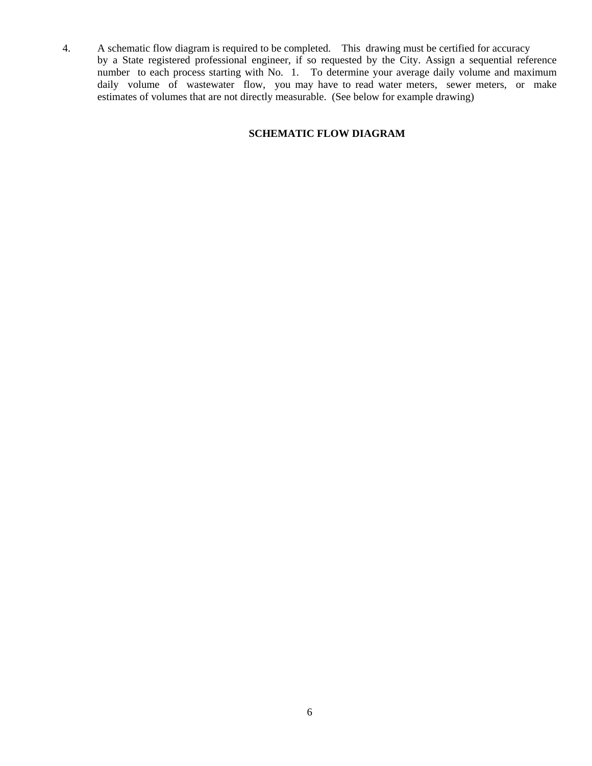4. A schematic flow diagram is required to be completed. This drawing must be certified for accuracy by a State registered professional engineer, if so requested by the City. Assign a sequential reference number to each process starting with No. 1. To determine your average daily volume and maximum daily volume of wastewater flow, you may have to read water meters, sewer meters, or make estimates of volumes that are not directly measurable. (See below for example drawing)

**SCHEMATIC FLOW DIAGRAM**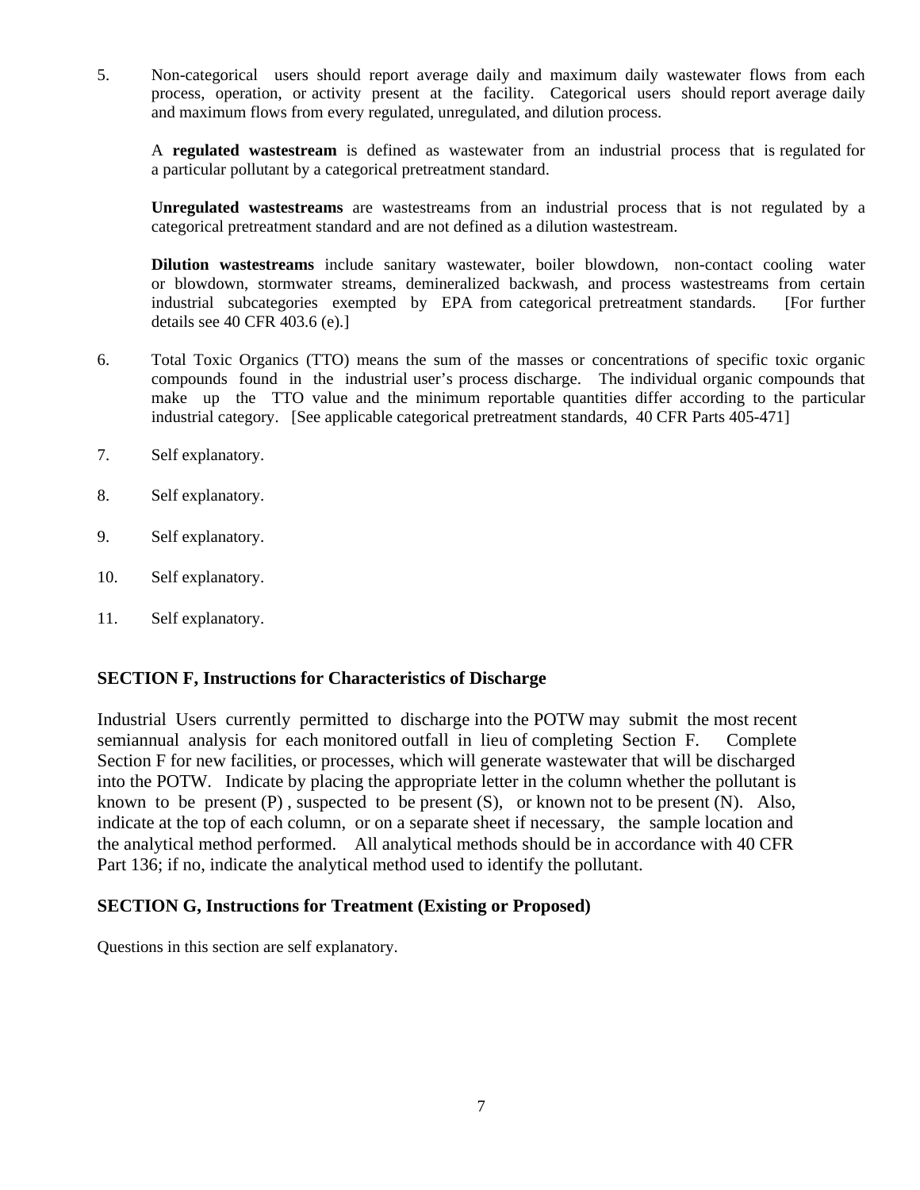5. Non-categorical users should report average daily and maximum daily wastewater flows from each process, operation, or activity present at the facility. Categorical users should report average daily and maximum flows from every regulated, unregulated, and dilution process.

   A **regulated wastestream** is defined as wastewater from an industrial process that is regulated for a particular pollutant by a categorical pretreatment standard.

   **Unregulated wastestreams** are wastestreams from an industrial process that is not regulated by a categorical pretreatment standard and are not defined as a dilution wastestream.

   **Dilution wastestreams** include sanitary wastewater, boiler blowdown, non-contact cooling water or blowdown, stormwater streams, demineralized backwash, and process wastestreams from certain industrial subcategories exempted by EPA from categorical pretreatment standards. [For further details see 40 CFR 403.6 (e).]

6. Total Toxic Organics (TTO) means the sum of the masses or concentrations of specific toxic organic compounds found in the industrial user's process discharge. The individual organic compounds that make up the TTO value and the minimum reportable quantities differ according to the particular industrial category. [See applicable categorical pretreatment standards, 40 CFR Parts 405-471]

7. Self explanatory.

8. Self explanatory.

9. Self explanatory.

10. Self explanatory.

11. Self explanatory.

## SECTION F, Instructions for Characteristics of Discharge

Industrial Users currently permitted to discharge into the POTW may submit the most recent semiannual analysis for each monitored outfall in lieu of completing Section F. Complete Section F for new facilities, or processes, which will generate wastewater that will be discharged into the POTW. Indicate by placing the appropriate letter in the column whether the pollutant is known to be present (P) , suspected to be present (S), or known not to be present (N). Also, indicate at the top of each column, or on a separate sheet if necessary, the sample location and the analytical method performed. All analytical methods should be in accordance with 40 CFR Part 136; if no, indicate the analytical method used to identify the pollutant.

## SECTION G, Instructions for Treatment (Existing or Proposed)

Questions in this section are self explanatory.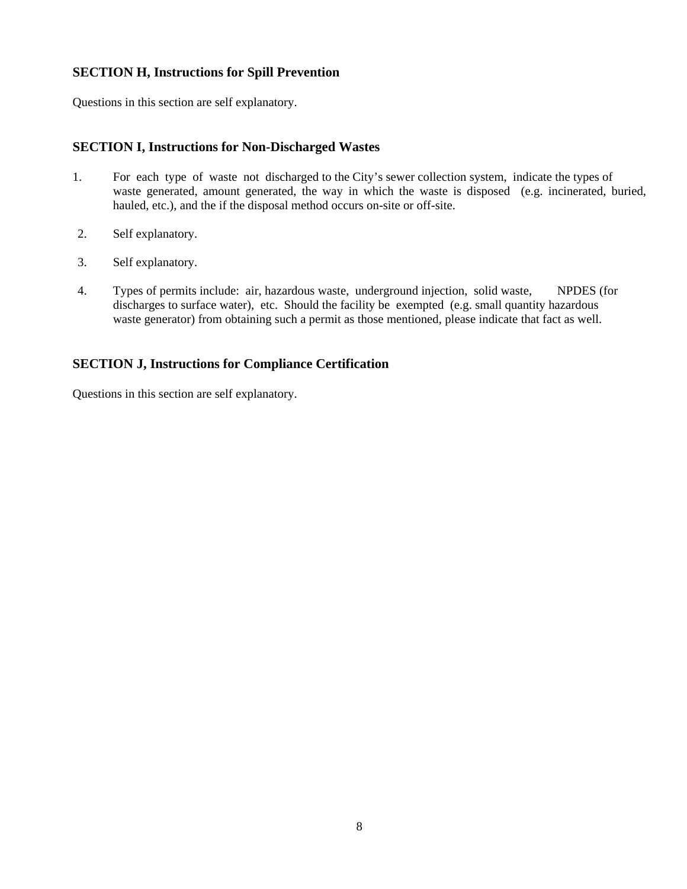## SECTION H, Instructions for Spill Prevention

Questions in this section are self explanatory.

## SECTION I, Instructions for Non-Discharged Wastes

1. For each type of waste not discharged to the City's sewer collection system, indicate the types of waste generated, amount generated, the way in which the waste is disposed (e.g. incinerated, buried, hauled, etc.), and the if the disposal method occurs on-site or off-site.
2. Self explanatory.
3. Self explanatory.
4. Types of permits include: air, hazardous waste, underground injection, solid waste, NPDES (for discharges to surface water), etc. Should the facility be exempted (e.g. small quantity hazardous waste generator) from obtaining such a permit as those mentioned, please indicate that fact as well.

## SECTION J, Instructions for Compliance Certification

Questions in this section are self explanatory.